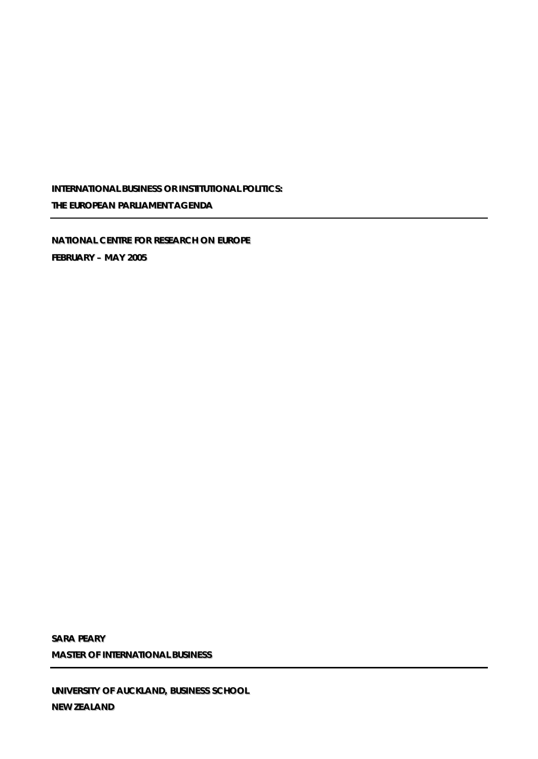# INTERNATIONAL BUSINESS OR INSTITUTIONAL POLITICS:

# THE EUROPEAN PARLIAMENT AGENDA

---

**NATIONAL CENTRE FOR RESEARCH ON EUROPE**

**FEBRUARY – MAY 2005**

**SARA PEARY**

**MASTER OF INTERNATIONAL BUSINESS**

---

**UNIVERSITY OF AUCKLAND, BUSINESS SCHOOL**

**NEW ZEALAND**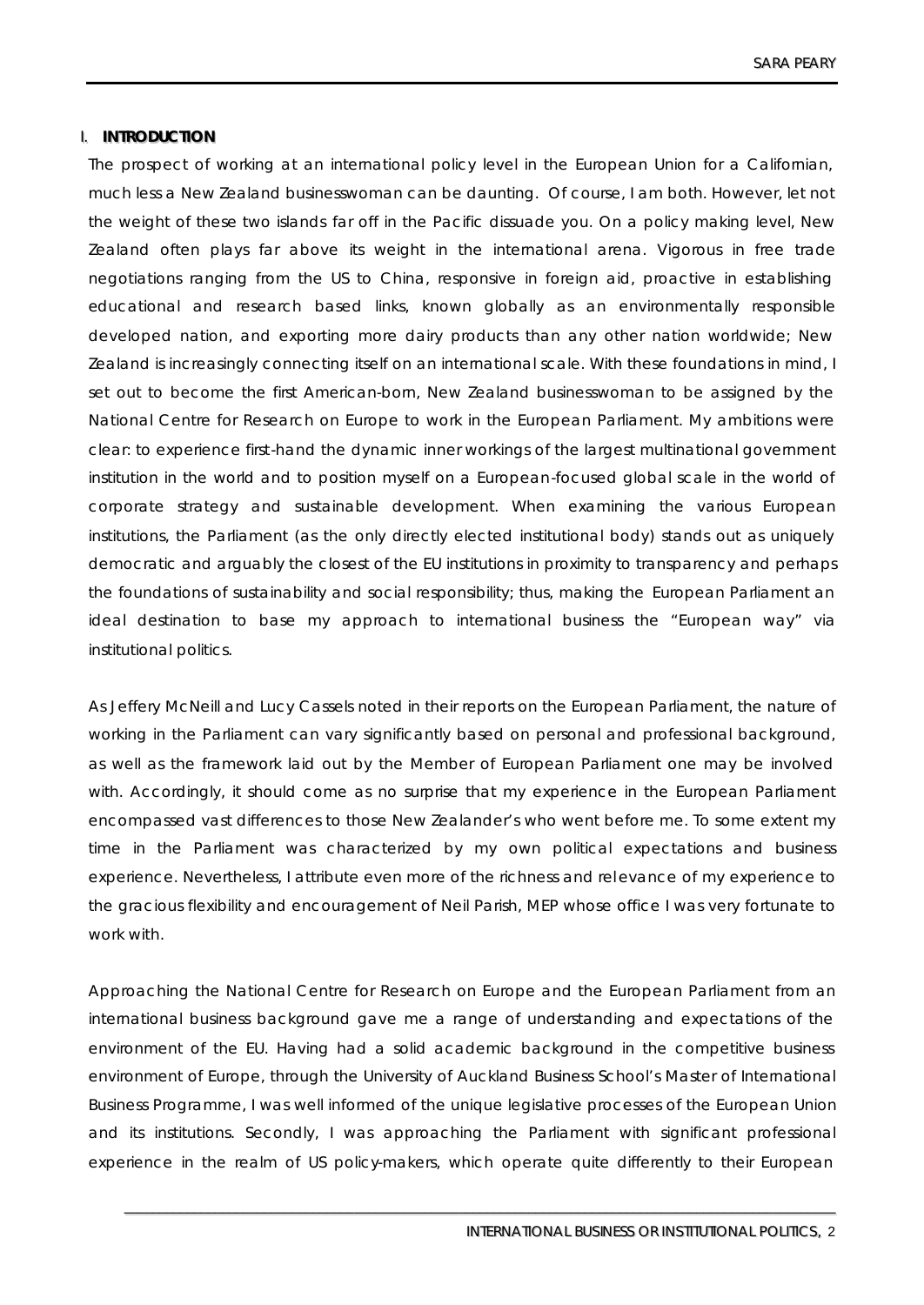## I. INTRODUCTION

The prospect of working at an international policy level in the European Union for a Californian, much less a New Zealand businesswoman can be daunting. Of course, I am both. However, let not the weight of these two islands far off in the Pacific dissuade you. On a policy making level, New Zealand often plays far above its weight in the international arena. Vigorous in free trade negotiations ranging from the US to China, responsive in foreign aid, proactive in establishing educational and research based links, known globally as an environmentally responsible developed nation, and exporting more dairy products than any other nation worldwide; New Zealand is increasingly connecting itself on an international scale. With these foundations in mind, I set out to become the first American-born, New Zealand businesswoman to be assigned by the National Centre for Research on Europe to work in the European Parliament. My ambitions were clear: to experience first-hand the dynamic inner workings of the largest multinational government institution in the world and to position myself on a European-focused global scale in the world of corporate strategy and sustainable development. When examining the various European institutions, the Parliament (as the only directly elected institutional body) stands out as uniquely democratic and arguably the closest of the EU institutions in proximity to transparency and perhaps the foundations of sustainability and social responsibility; thus, making the European Parliament an ideal destination to base my approach to international business the "European way" via institutional politics.

As Jeffery McNeill and Lucy Cassels noted in their reports on the European Parliament, the nature of working in the Parliament can vary significantly based on personal and professional background, as well as the framework laid out by the Member of European Parliament one may be involved with. Accordingly, it should come as no surprise that my experience in the European Parliament encompassed vast differences to those New Zealander's who went before me. To some extent my time in the Parliament was characterized by my own political expectations and business experience. Nevertheless, I attribute even more of the richness and relevance of my experience to the gracious flexibility and encouragement of Neil Parish, MEP whose office I was very fortunate to work with.

Approaching the National Centre for Research on Europe and the European Parliament from an international business background gave me a range of understanding and expectations of the environment of the EU. Having had a solid academic background in the competitive business environment of Europe, through the University of Auckland Business School's Master of International Business Programme, I was well informed of the unique legislative processes of the European Union and its institutions. Secondly, I was approaching the Parliament with significant professional experience in the realm of US policy-makers, which operate quite differently to their European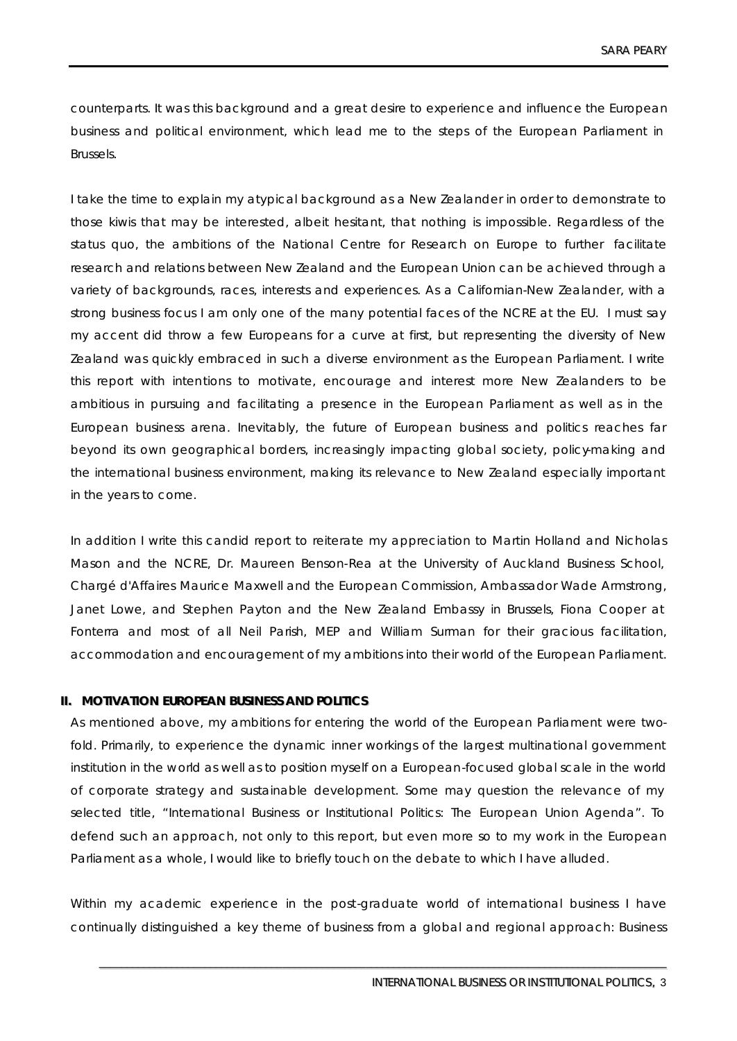counterparts. It was this background and a great desire to experience and influence the European business and political environment, which lead me to the steps of the European Parliament in Brussels.

I take the time to explain my atypical background as a New Zealander in order to demonstrate to those kiwis that may be interested, albeit hesitant, that nothing is impossible. Regardless of the status quo, the ambitions of the National Centre for Research on Europe to further facilitate research and relations between New Zealand and the European Union can be achieved through a variety of backgrounds, races, interests and experiences. As a Californian-New Zealander, with a strong business focus I am only one of the many potential faces of the NCRE at the EU. I must say my accent did throw a few Europeans for a curve at first, but representing the diversity of New Zealand was quickly embraced in such a diverse environment as the European Parliament. I write this report with intentions to motivate, encourage and interest more New Zealanders to be ambitious in pursuing and facilitating a presence in the European Parliament as well as in the European business arena. Inevitably, the future of European business and politics reaches far beyond its own geographical borders, increasingly impacting global society, policy-making and the international business environment, making its relevance to New Zealand especially important in the years to come.

In addition I write this candid report to reiterate my appreciation to Martin Holland and Nicholas Mason and the NCRE, Dr. Maureen Benson-Rea at the University of Auckland Business School, Chargé d'Affaires Maurice Maxwell and the European Commission, Ambassador Wade Armstrong, Janet Lowe, and Stephen Payton and the New Zealand Embassy in Brussels, Fiona Cooper at Fonterra and most of all Neil Parish, MEP and William Surman for their gracious facilitation, accommodation and encouragement of my ambitions into their world of the European Parliament.

## II. MOTIVATION EUROPEAN BUSINESS AND POLITICS

As mentioned above, my ambitions for entering the world of the European Parliament were two-fold. Primarily, to experience the dynamic inner workings of the largest multinational government institution in the world as well as to position myself on a European-focused global scale in the world of corporate strategy and sustainable development. Some may question the relevance of my selected title, "International Business or Institutional Politics: The European Union Agenda". To defend such an approach, not only to this report, but even more so to my work in the European Parliament as a whole, I would like to briefly touch on the debate to which I have alluded.

Within my academic experience in the post-graduate world of international business I have continually distinguished a key theme of business from a global and regional approach: Business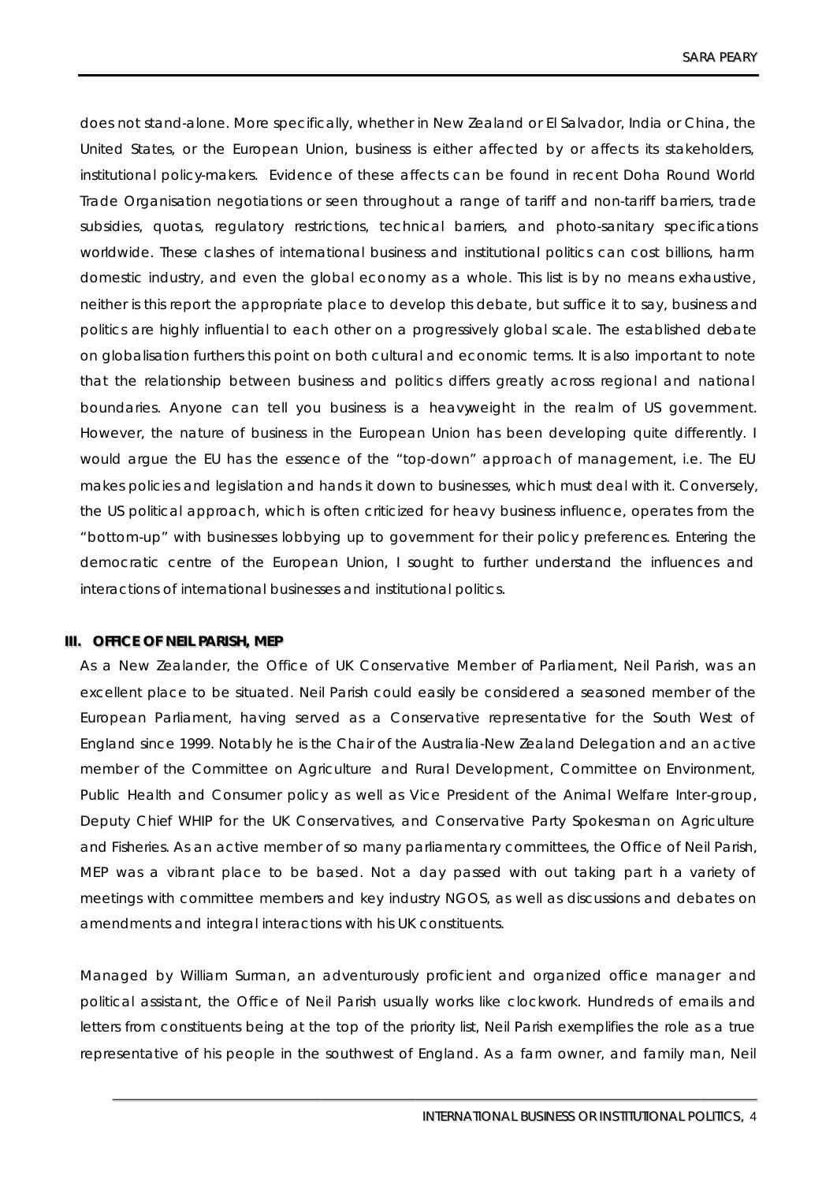does not stand-alone. More specifically, whether in New Zealand or El Salvador, India or China, the United States, or the European Union, business is either affected by or affects its stakeholders, institutional policy-makers. Evidence of these affects can be found in recent Doha Round World Trade Organisation negotiations or seen throughout a range of tariff and non-tariff barriers, trade subsidies, quotas, regulatory restrictions, technical barriers, and photo-sanitary specifications worldwide. These clashes of international business and institutional politics can cost billions, harm domestic industry, and even the global economy as a whole. This list is by no means exhaustive, neither is this report the appropriate place to develop this debate, but suffice it to say, business and politics are highly influential to each other on a progressively global scale. The established debate on globalisation furthers this point on both cultural and economic terms. It is also important to note that the relationship between business and politics differs greatly across regional and national boundaries. Anyone can tell you business is a heavyweight in the realm of US government. However, the nature of business in the European Union has been developing quite differently. I would argue the EU has the essence of the "top-down" approach of management, i.e. The EU makes policies and legislation and hands it down to businesses, which must deal with it. Conversely, the US political approach, which is often criticized for heavy business influence, operates from the "bottom-up" with businesses lobbying up to government for their policy preferences. Entering the democratic centre of the European Union, I sought to further understand the influences and interactions of international businesses and institutional politics.

## III. OFFICE OF NEIL PARISH, MEP

As a New Zealander, the Office of UK Conservative Member of Parliament, Neil Parish, was an excellent place to be situated. Neil Parish could easily be considered a seasoned member of the European Parliament, having served as a Conservative representative for the South West of England since 1999. Notably he is the Chair of the Australia-New Zealand Delegation and an active member of the Committee on Agriculture and Rural Development, Committee on Environment, Public Health and Consumer policy as well as Vice President of the Animal Welfare Inter-group, Deputy Chief WHIP for the UK Conservatives, and Conservative Party Spokesman on Agriculture and Fisheries. As an active member of so many parliamentary committees, the Office of Neil Parish, MEP was a vibrant place to be based. Not a day passed with out taking part in a variety of meetings with committee members and key industry NGOS, as well as discussions and debates on amendments and integral interactions with his UK constituents.

Managed by William Surman, an adventurously proficient and organized office manager and political assistant, the Office of Neil Parish usually works like clockwork. Hundreds of emails and letters from constituents being at the top of the priority list, Neil Parish exemplifies the role as a true representative of his people in the southwest of England. As a farm owner, and family man, Neil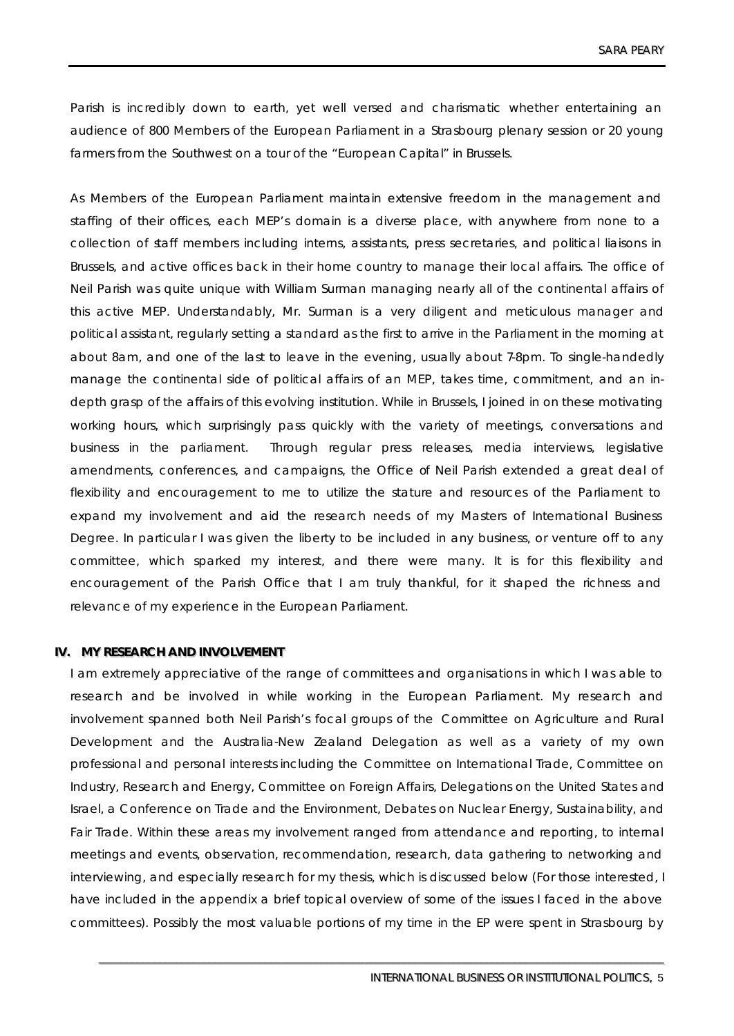Parish is incredibly down to earth, yet well versed and charismatic whether entertaining an audience of 800 Members of the European Parliament in a Strasbourg plenary session or 20 young farmers from the Southwest on a tour of the "European Capital" in Brussels.

As Members of the European Parliament maintain extensive freedom in the management and staffing of their offices, each MEP's domain is a diverse place, with anywhere from none to a collection of staff members including interns, assistants, press secretaries, and political liaisons in Brussels, and active offices back in their home country to manage their local affairs. The office of Neil Parish was quite unique with William Surman managing nearly all of the continental affairs of this active MEP. Understandably, Mr. Surman is a very diligent and meticulous manager and political assistant, regularly setting a standard as the first to arrive in the Parliament in the morning at about 8am, and one of the last to leave in the evening, usually about 7-8pm. To single-handedly manage the continental side of political affairs of an MEP, takes time, commitment, and an in-depth grasp of the affairs of this evolving institution. While in Brussels, I joined in on these motivating working hours, which surprisingly pass quickly with the variety of meetings, conversations and business in the parliament. Through regular press releases, media interviews, legislative amendments, conferences, and campaigns, the Office of Neil Parish extended a great deal of flexibility and encouragement to me to utilize the stature and resources of the Parliament to expand my involvement and aid the research needs of my Masters of International Business Degree. In particular I was given the liberty to be included in any business, or venture off to any committee, which sparked my interest, and there were many. It is for this flexibility and encouragement of the Parish Office that I am truly thankful, for it shaped the richness and relevance of my experience in the European Parliament.

## IV. MY RESEARCH AND INVOLVEMENT

I am extremely appreciative of the range of committees and organisations in which I was able to research and be involved in while working in the European Parliament. My research and involvement spanned both Neil Parish's focal groups of the Committee on Agriculture and Rural Development and the Australia-New Zealand Delegation as well as a variety of my own professional and personal interests including the Committee on International Trade, Committee on Industry, Research and Energy, Committee on Foreign Affairs, Delegations on the United States and Israel, a Conference on Trade and the Environment, Debates on Nuclear Energy, Sustainability, and Fair Trade. Within these areas my involvement ranged from attendance and reporting, to internal meetings and events, observation, recommendation, research, data gathering to networking and interviewing, and especially research for my thesis, which is discussed below (For those interested, I have included in the appendix a brief topical overview of some of the issues I faced in the above committees). Possibly the most valuable portions of my time in the EP were spent in Strasbourg by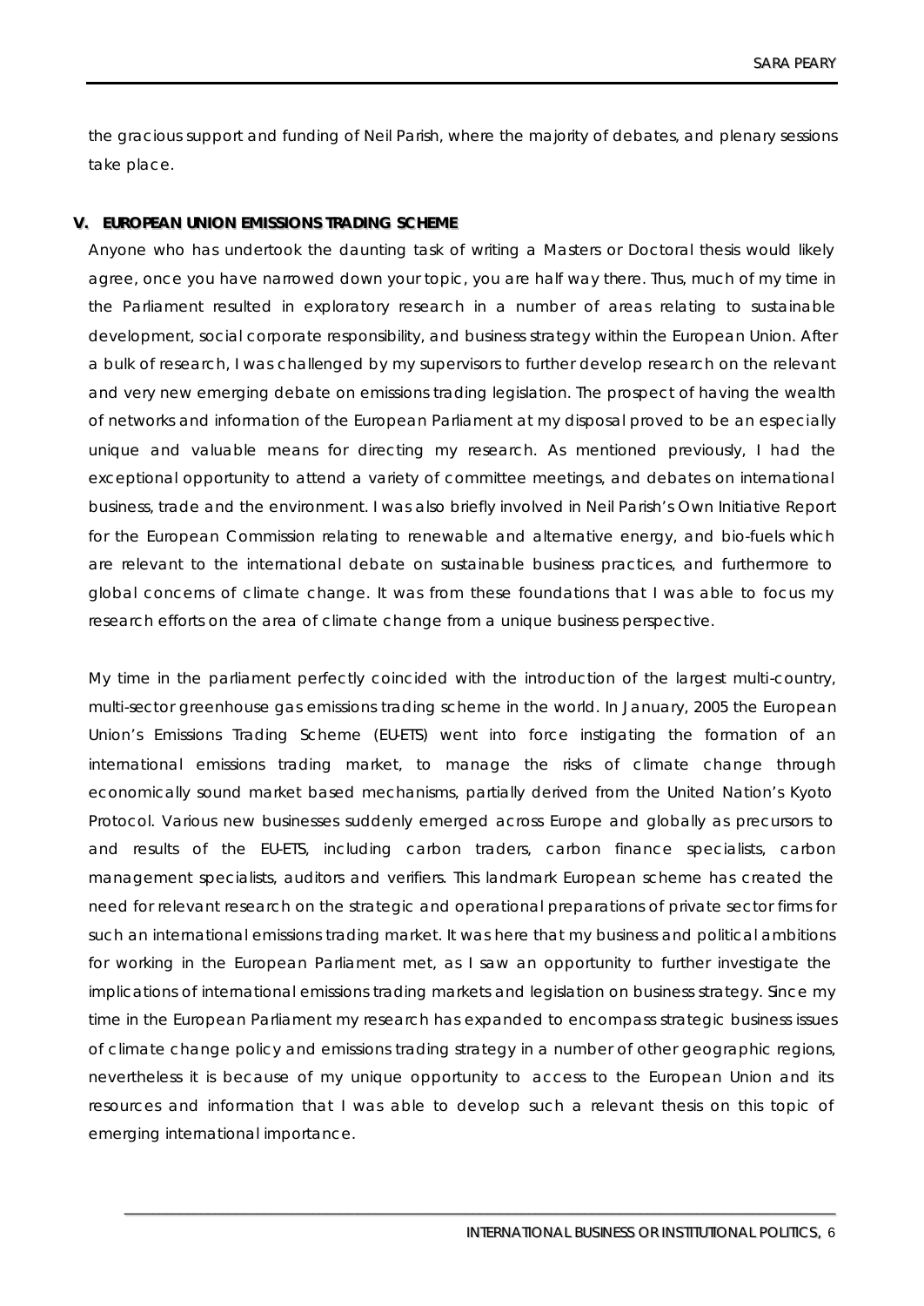the gracious support and funding of Neil Parish, where the majority of debates, and plenary sessions take place.

## V. EUROPEAN UNION EMISSIONS TRADING SCHEME

Anyone who has undertook the daunting task of writing a Masters or Doctoral thesis would likely agree, once you have narrowed down your topic, you are half way there. Thus, much of my time in the Parliament resulted in exploratory research in a number of areas relating to sustainable development, social corporate responsibility, and business strategy within the European Union. After a bulk of research, I was challenged by my supervisors to further develop research on the relevant and very new emerging debate on emissions trading legislation. The prospect of having the wealth of networks and information of the European Parliament at my disposal proved to be an especially unique and valuable means for directing my research. As mentioned previously, I had the exceptional opportunity to attend a variety of committee meetings, and debates on international business, trade and the environment. I was also briefly involved in Neil Parish's Own Initiative Report for the European Commission relating to renewable and alternative energy, and bio-fuels which are relevant to the international debate on sustainable business practices, and furthermore to global concerns of climate change. It was from these foundations that I was able to focus my research efforts on the area of climate change from a unique business perspective.

My time in the parliament perfectly coincided with the introduction of the largest multi-country, multi-sector greenhouse gas emissions trading scheme in the world. In January, 2005 the European Union's Emissions Trading Scheme (EU-ETS) went into force instigating the formation of an international emissions trading market, to manage the risks of climate change through economically sound market based mechanisms, partially derived from the United Nation's Kyoto Protocol. Various new businesses suddenly emerged across Europe and globally as precursors to and results of the EU-ETS, including carbon traders, carbon finance specialists, carbon management specialists, auditors and verifiers. This landmark European scheme has created the need for relevant research on the strategic and operational preparations of private sector firms for such an international emissions trading market. It was here that my business and political ambitions for working in the European Parliament met, as I saw an opportunity to further investigate the implications of international emissions trading markets and legislation on business strategy. Since my time in the European Parliament my research has expanded to encompass strategic business issues of climate change policy and emissions trading strategy in a number of other geographic regions, nevertheless it is because of my unique opportunity to access to the European Union and its resources and information that I was able to develop such a relevant thesis on this topic of emerging international importance.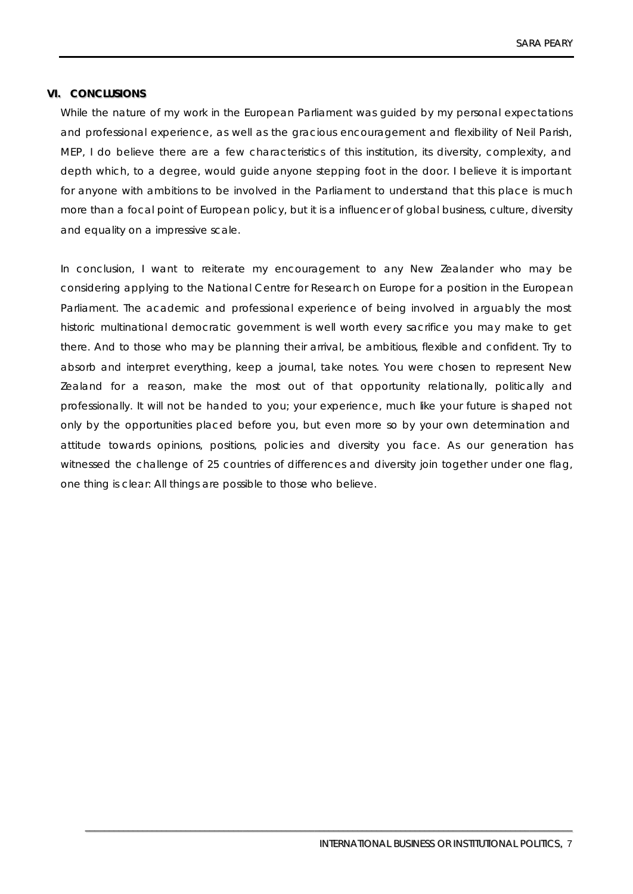## VI. CONCLUSIONS

While the nature of my work in the European Parliament was guided by my personal expectations and professional experience, as well as the gracious encouragement and flexibility of Neil Parish, MEP, I do believe there are a few characteristics of this institution, its diversity, complexity, and depth which, to a degree, would guide anyone stepping foot in the door. I believe it is important for anyone with ambitions to be involved in the Parliament to understand that this place is much more than a focal point of European policy, but it is a influencer of global business, culture, diversity and equality on a impressive scale.

In conclusion, I want to reiterate my encouragement to any New Zealander who may be considering applying to the National Centre for Research on Europe for a position in the European Parliament. The academic and professional experience of being involved in arguably the most historic multinational democratic government is well worth every sacrifice you may make to get there. And to those who may be planning their arrival, be ambitious, flexible and confident. Try to absorb and interpret everything, keep a journal, take notes. You were chosen to represent New Zealand for a reason, make the most out of that opportunity relationally, politically and professionally. It will not be handed to you; your experience, much like your future is shaped not only by the opportunities placed before you, but even more so by your own determination and attitude towards opinions, positions, policies and diversity you face. As our generation has witnessed the challenge of 25 countries of differences and diversity join together under one flag, one thing is clear: All things are possible to those who believe.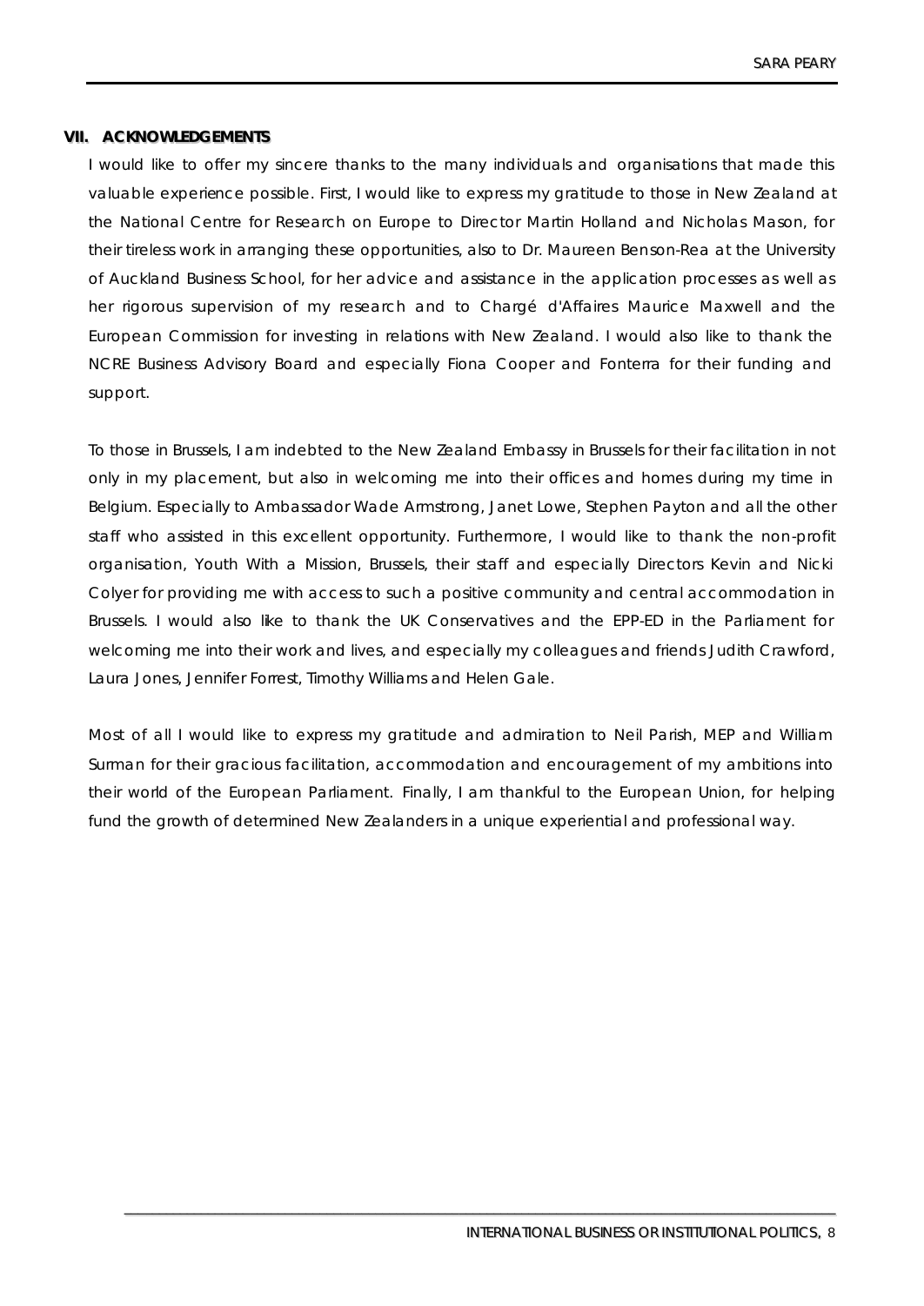## VII. ACKNOWLEDGEMENTS

I would like to offer my sincere thanks to the many individuals and organisations that made this valuable experience possible. First, I would like to express my gratitude to those in New Zealand at the National Centre for Research on Europe to Director Martin Holland and Nicholas Mason, for their tireless work in arranging these opportunities, also to Dr. Maureen Benson-Rea at the University of Auckland Business School, for her advice and assistance in the application processes as well as her rigorous supervision of my research and to Chargé d'Affaires Maurice Maxwell and the European Commission for investing in relations with New Zealand. I would also like to thank the NCRE Business Advisory Board and especially Fiona Cooper and Fonterra for their funding and support.

To those in Brussels, I am indebted to the New Zealand Embassy in Brussels for their facilitation in not only in my placement, but also in welcoming me into their offices and homes during my time in Belgium. Especially to Ambassador Wade Armstrong, Janet Lowe, Stephen Payton and all the other staff who assisted in this excellent opportunity. Furthermore, I would like to thank the non-profit organisation, Youth With a Mission, Brussels, their staff and especially Directors Kevin and Nicki Colyer for providing me with access to such a positive community and central accommodation in Brussels. I would also like to thank the UK Conservatives and the EPP-ED in the Parliament for welcoming me into their work and lives, and especially my colleagues and friends Judith Crawford, Laura Jones, Jennifer Forrest, Timothy Williams and Helen Gale.

Most of all I would like to express my gratitude and admiration to Neil Parish, MEP and William Surman for their gracious facilitation, accommodation and encouragement of my ambitions into their world of the European Parliament. Finally, I am thankful to the European Union, for helping fund the growth of determined New Zealanders in a unique experiential and professional way.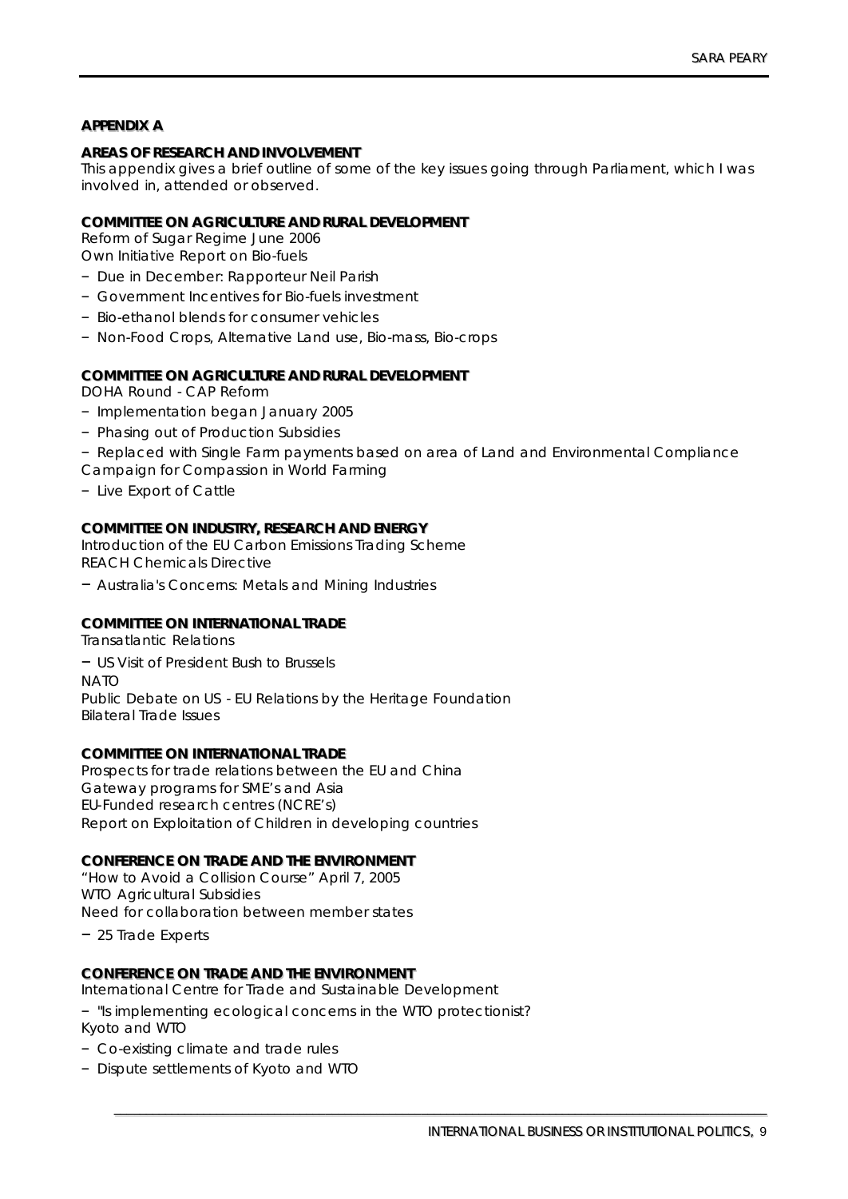## APPENDIX A

### AREAS OF RESEARCH AND INVOLVEMENT

This appendix gives a brief outline of some of the key issues going through Parliament, which I was involved in, attended or observed.

### COMMITTEE ON AGRICULTURE AND RURAL DEVELOPMENT

Reform of Sugar Regime June 2006

Own Initiative Report on Bio-fuels

- Due in December: Rapporteur Neil Parish
- Government Incentives for Bio-fuels investment
- Bio-ethanol blends for consumer vehicles
- Non-Food Crops, Alternative Land use, Bio-mass, Bio-crops

### COMMITTEE ON AGRICULTURE AND RURAL DEVELOPMENT

DOHA Round - CAP Reform

- Implementation began January 2005
- Phasing out of Production Subsidies
- Replaced with Single Farm payments based on area of Land and Environmental Compliance

Campaign for Compassion in World Farming

- Live Export of Cattle

### COMMITTEE ON INDUSTRY, RESEARCH AND ENERGY

Introduction of the EU Carbon Emissions Trading Scheme

REACH Chemicals Directive

- Australia's Concerns: Metals and Mining Industries

### COMMITTEE ON INTERNATIONAL TRADE

Transatlantic Relations

- US Visit of President Bush to Brussels

NATO

Public Debate on US - EU Relations by the Heritage Foundation

Bilateral Trade Issues

### COMMITTEE ON INTERNATIONAL TRADE

Prospects for trade relations between the EU and China

Gateway programs for SME's and Asia

EU-Funded research centres (NCRE's)

Report on Exploitation of Children in developing countries

### CONFERENCE ON TRADE AND THE ENVIRONMENT

"How to Avoid a Collision Course" April 7, 2005

WTO Agricultural Subsidies

Need for collaboration between member states

- 25 Trade Experts

### CONFERENCE ON TRADE AND THE ENVIRONMENT

International Centre for Trade and Sustainable Development

- "Is implementing ecological concerns in the WTO protectionist?

Kyoto and WTO

- Co-existing climate and trade rules
- Dispute settlements of Kyoto and WTO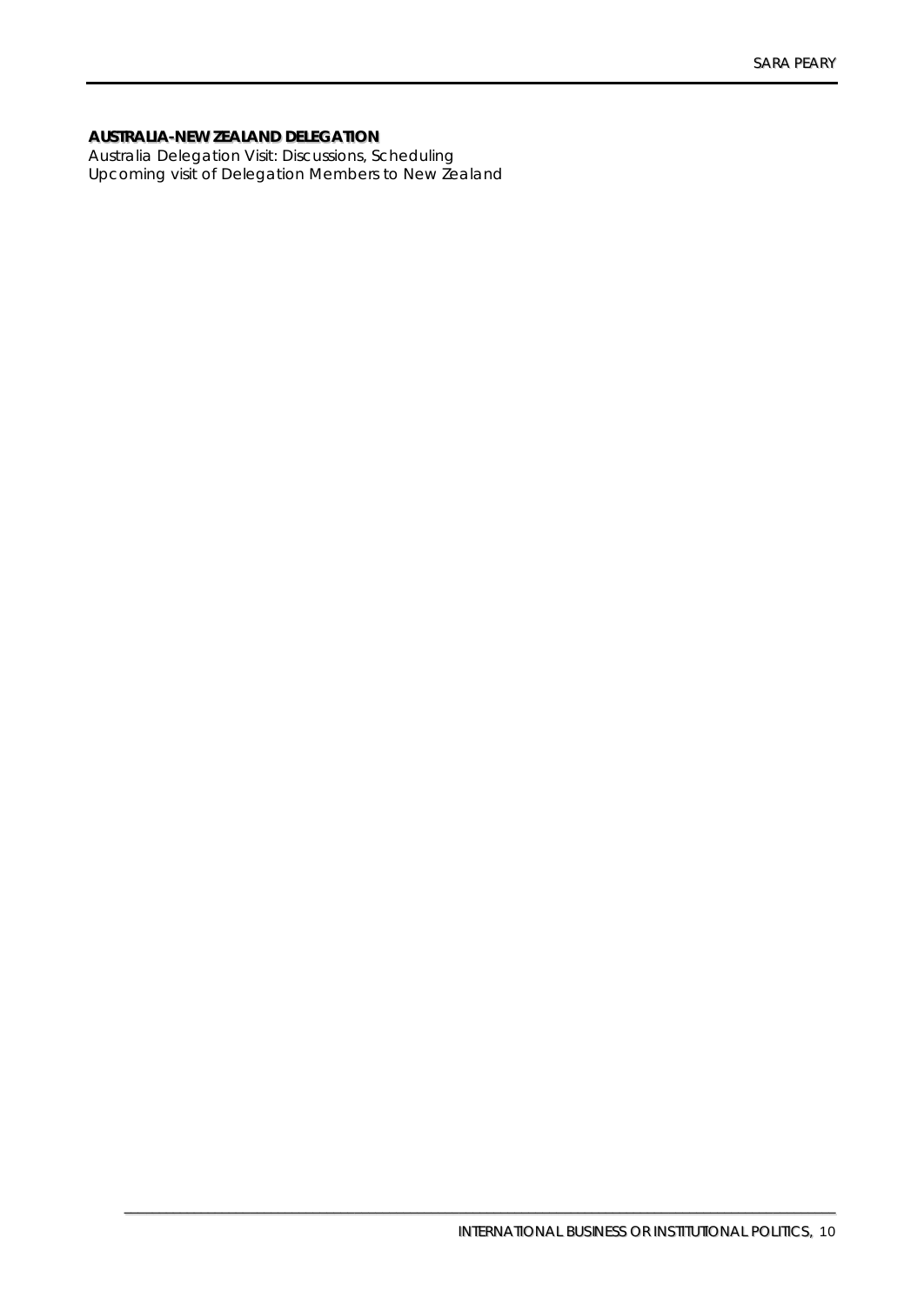**AUSTRALIA-NEW ZEALAND DELEGATION**

*Australia Delegation Visit: Discussions, Scheduling*
*Upcoming visit of Delegation Members to New Zealand*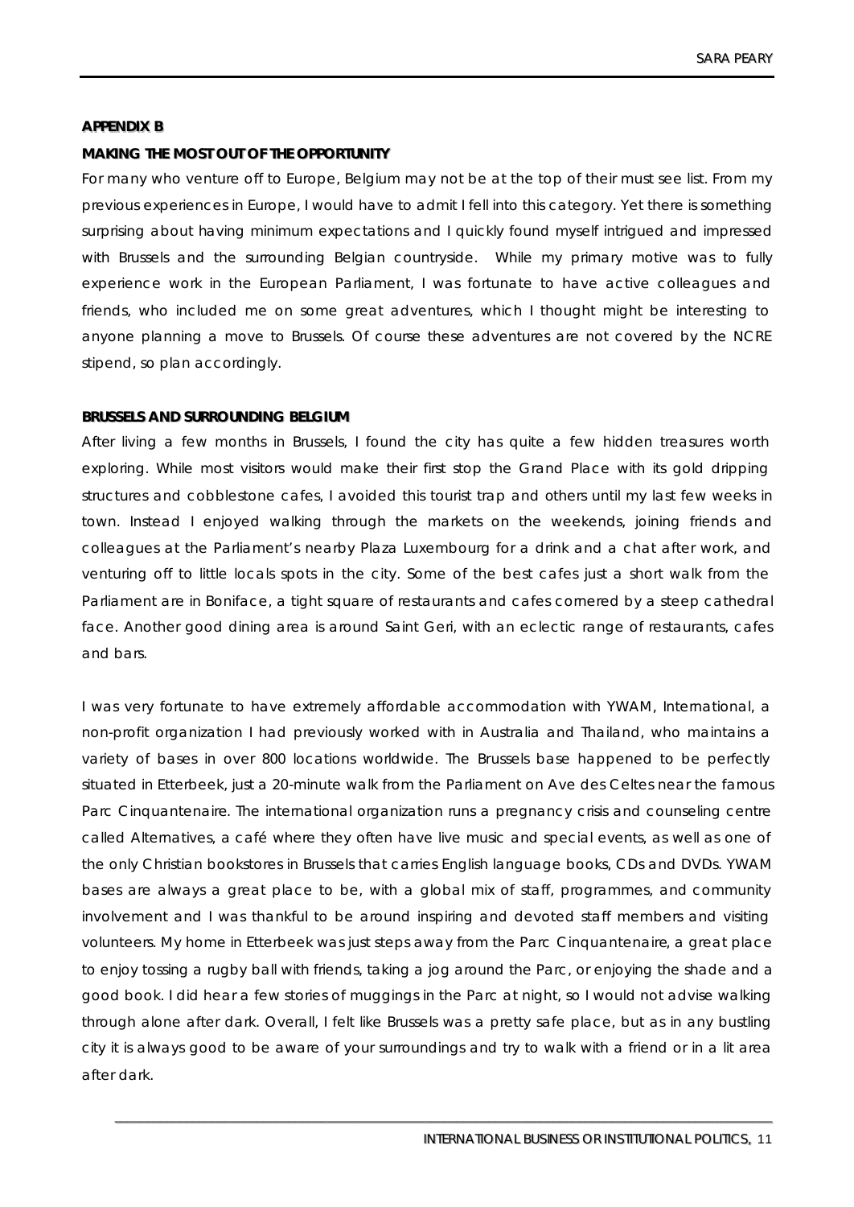## APPENDIX B

### MAKING THE MOST OUT OF THE OPPORTUNITY

For many who venture off to Europe, Belgium may not be at the top of their must see list. From my previous experiences in Europe, I would have to admit I fell into this category. Yet there is something surprising about having minimum expectations and I quickly found myself intrigued and impressed with Brussels and the surrounding Belgian countryside. While my primary motive was to fully experience work in the European Parliament, I was fortunate to have active colleagues and friends, who included me on some great adventures, which I thought might be interesting to anyone planning a move to Brussels. Of course these adventures are not covered by the NCRE stipend, so plan accordingly.

### BRUSSELS AND SURROUNDING BELGIUM

After living a few months in Brussels, I found the city has quite a few hidden treasures worth exploring. While most visitors would make their first stop the Grand Place with its gold dripping structures and cobblestone cafes, I avoided this tourist trap and others until my last few weeks in town. Instead I enjoyed walking through the markets on the weekends, joining friends and colleagues at the Parliament's nearby Plaza Luxembourg for a drink and a chat after work, and venturing off to little locals spots in the city. Some of the best cafes just a short walk from the Parliament are in Boniface, a tight square of restaurants and cafes cornered by a steep cathedral face. Another good dining area is around Saint Geri, with an eclectic range of restaurants, cafes and bars.

I was very fortunate to have extremely affordable accommodation with YWAM, International, a non-profit organization I had previously worked with in Australia and Thailand, who maintains a variety of bases in over 800 locations worldwide. The Brussels base happened to be perfectly situated in Etterbeek, just a 20-minute walk from the Parliament on Ave des Celtes near the famous Parc Cinquantenaire. The international organization runs a pregnancy crisis and counseling centre called Alternatives, a café where they often have live music and special events, as well as one of the only Christian bookstores in Brussels that carries English language books, CDs and DVDs. YWAM bases are always a great place to be, with a global mix of staff, programmes, and community involvement and I was thankful to be around inspiring and devoted staff members and visiting volunteers. My home in Etterbeek was just steps away from the Parc Cinquantenaire, a great place to enjoy tossing a rugby ball with friends, taking a jog around the Parc, or enjoying the shade and a good book. I did hear a few stories of muggings in the Parc at night, so I would not advise walking through alone after dark. Overall, I felt like Brussels was a pretty safe place, but as in any bustling city it is always good to be aware of your surroundings and try to walk with a friend or in a lit area after dark.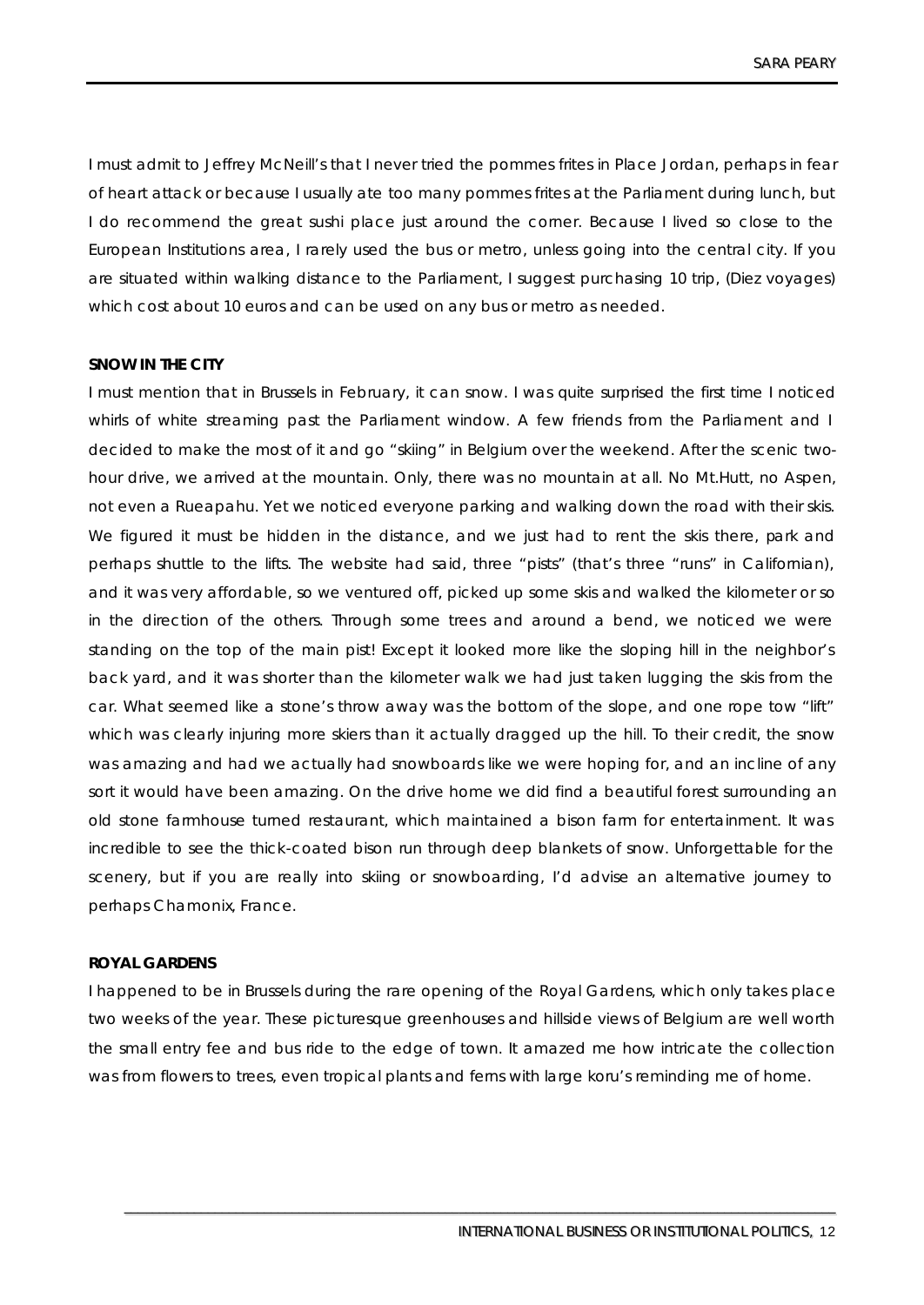I must admit to Jeffrey McNeill's that I never tried the pommes frites in Place Jordan, perhaps in fear of heart attack or because I usually ate too many pommes frites at the Parliament during lunch, but I do recommend the great sushi place just around the corner. Because I lived so close to the European Institutions area, I rarely used the bus or metro, unless going into the central city. If you are situated within walking distance to the Parliament, I suggest purchasing 10 trip, (Diez voyages) which cost about 10 euros and can be used on any bus or metro as needed.

**SNOW IN THE CITY**

I must mention that in Brussels in February, it can snow. I was quite surprised the first time I noticed whirls of white streaming past the Parliament window. A few friends from the Parliament and I decided to make the most of it and go "skiing" in Belgium over the weekend. After the scenic two-hour drive, we arrived at the mountain. Only, there was no mountain at all. No Mt.Hutt, no Aspen, not even a Rueapahu. Yet we noticed everyone parking and walking down the road with their skis. We figured it must be hidden in the distance, and we just had to rent the skis there, park and perhaps shuttle to the lifts. The website had said, three "pists" (that's three "runs" in Californian), and it was very affordable, so we ventured off, picked up some skis and walked the kilometer or so in the direction of the others. Through some trees and around a bend, we noticed we were standing on the top of the main pist! Except it looked more like the sloping hill in the neighbor's back yard, and it was shorter than the kilometer walk we had just taken lugging the skis from the car. What seemed like a stone's throw away was the bottom of the slope, and one rope tow "lift" which was clearly injuring more skiers than it actually dragged up the hill. To their credit, the snow was amazing and had we actually had snowboards like we were hoping for, and an incline of any sort it would have been amazing. On the drive home we did find a beautiful forest surrounding an old stone farmhouse turned restaurant, which maintained a bison farm for entertainment. It was incredible to see the thick-coated bison run through deep blankets of snow. Unforgettable for the scenery, but if you are really into skiing or snowboarding, I'd advise an alternative journey to perhaps Chamonix, France.

**ROYAL GARDENS**

I happened to be in Brussels during the rare opening of the Royal Gardens, which only takes place two weeks of the year. These picturesque greenhouses and hillside views of Belgium are well worth the small entry fee and bus ride to the edge of town. It amazed me how intricate the collection was from flowers to trees, even tropical plants and ferns with large koru's reminding me of home.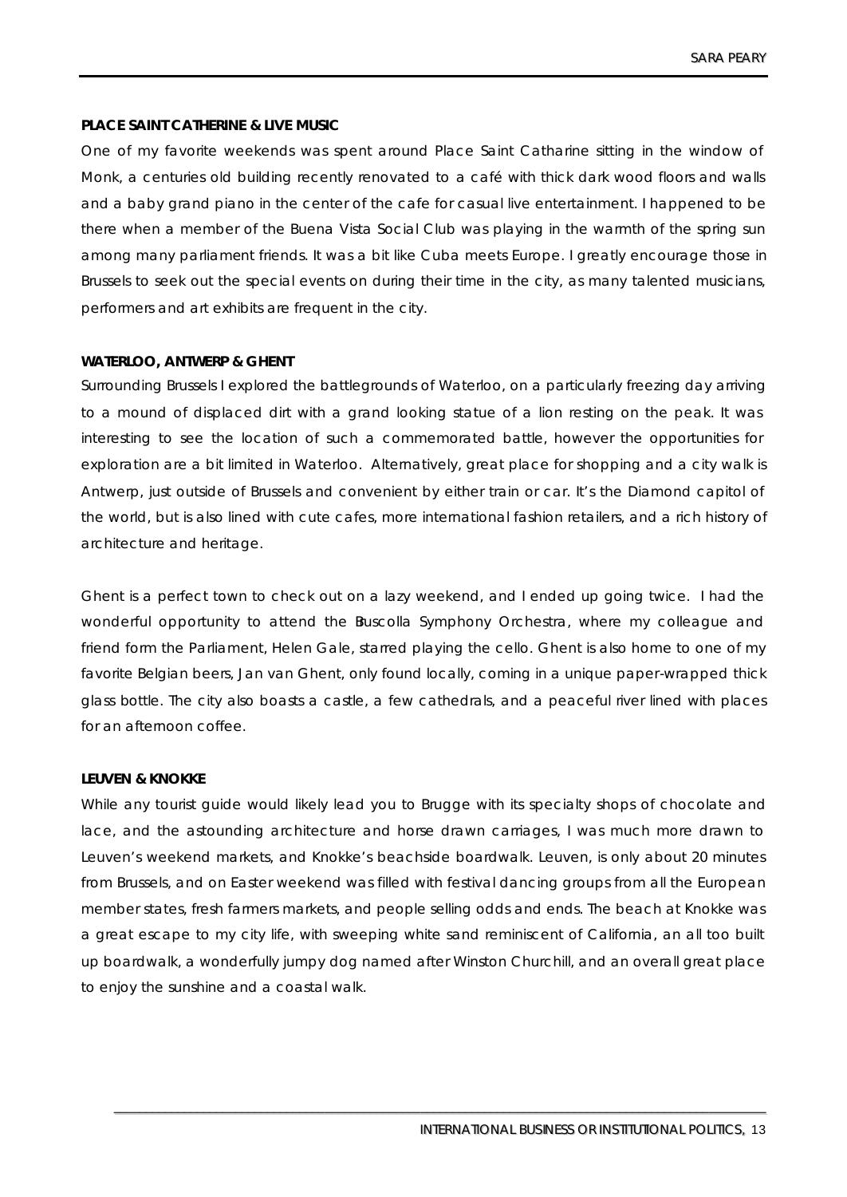**PLACE SAINT CATHERINE & LIVE MUSIC**

One of my favorite weekends was spent around Place Saint Catharine sitting in the window of Monk, a centuries old building recently renovated to a café with thick dark wood floors and walls and a baby grand piano in the center of the cafe for casual live entertainment. I happened to be there when a member of the Buena Vista Social Club was playing in the warmth of the spring sun among many parliament friends. It was a bit like Cuba meets Europe. I greatly encourage those in Brussels to seek out the special events on during their time in the city, as many talented musicians, performers and art exhibits are frequent in the city.

**WATERLOO, ANTWERP & GHENT**

Surrounding Brussels I explored the battlegrounds of Waterloo, on a particularly freezing day arriving to a mound of displaced dirt with a grand looking statue of a lion resting on the peak. It was interesting to see the location of such a commemorated battle, however the opportunities for exploration are a bit limited in Waterloo. Alternatively, great place for shopping and a city walk is Antwerp, just outside of Brussels and convenient by either train or car. It's the Diamond capitol of the world, but is also lined with cute cafes, more international fashion retailers, and a rich history of architecture and heritage.

Ghent is a perfect town to check out on a lazy weekend, and I ended up going twice. I had the wonderful opportunity to attend the Bruscolla Symphony Orchestra, where my colleague and friend form the Parliament, Helen Gale, starred playing the cello. Ghent is also home to one of my favorite Belgian beers, Jan van Ghent, only found locally, coming in a unique paper-wrapped thick glass bottle. The city also boasts a castle, a few cathedrals, and a peaceful river lined with places for an afternoon coffee.

**LEUVEN & KNOKKE**

While any tourist guide would likely lead you to Brugge with its specialty shops of chocolate and lace, and the astounding architecture and horse drawn carriages, I was much more drawn to Leuven's weekend markets, and Knokke's beachside boardwalk. Leuven, is only about 20 minutes from Brussels, and on Easter weekend was filled with festival dancing groups from all the European member states, fresh farmers markets, and people selling odds and ends. The beach at Knokke was a great escape to my city life, with sweeping white sand reminiscent of California, an all too built up boardwalk, a wonderfully jumpy dog named after Winston Churchill, and an overall great place to enjoy the sunshine and a coastal walk.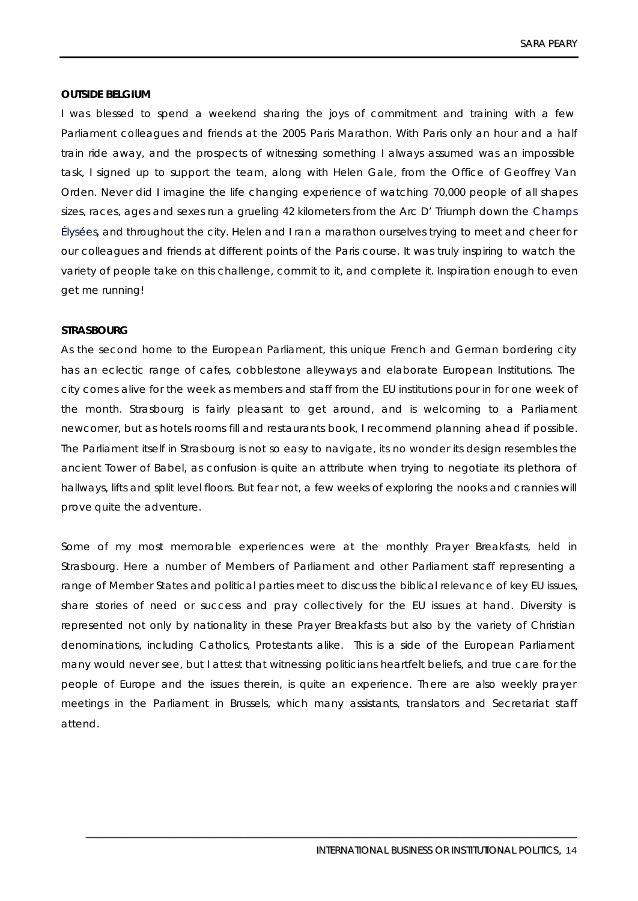**OUTSIDE BELGIUM**

I was blessed to spend a weekend sharing the joys of commitment and training with a few Parliament colleagues and friends at the 2005 Paris Marathon. With Paris only an hour and a half train ride away, and the prospects of witnessing something I always assumed was an impossible task, I signed up to support the team, along with Helen Gale, from the Office of Geoffrey Van Orden. Never did I imagine the life changing experience of watching 70,000 people of all shapes sizes, races, ages and sexes run a grueling 42 kilometers from the Arc D' Triumph down the Champs Élysées, and throughout the city. Helen and I ran a marathon ourselves trying to meet and cheer for our colleagues and friends at different points of the Paris course. It was truly inspiring to watch the variety of people take on this challenge, commit to it, and complete it. Inspiration enough to even get me running!

**STRASBOURG**

As the second home to the European Parliament, this unique French and German bordering city has an eclectic range of cafes, cobblestone alleyways and elaborate European Institutions. The city comes alive for the week as members and staff from the EU institutions pour in for one week of the month. Strasbourg is fairly pleasant to get around, and is welcoming to a Parliament newcomer, but as hotels rooms fill and restaurants book, I recommend planning ahead if possible. The Parliament itself in Strasbourg is not so easy to navigate, its no wonder its design resembles the ancient Tower of Babel, as confusion is quite an attribute when trying to negotiate its plethora of hallways, lifts and split level floors. But fear not, a few weeks of exploring the nooks and crannies will prove quite the adventure.

Some of my most memorable experiences were at the monthly Prayer Breakfasts, held in Strasbourg. Here a number of Members of Parliament and other Parliament staff representing a range of Member States and political parties meet to discuss the biblical relevance of key EU issues, share stories of need or success and pray collectively for the EU issues at hand. Diversity is represented not only by nationality in these Prayer Breakfasts but also by the variety of Christian denominations, including Catholics, Protestants alike. This is a side of the European Parliament many would never see, but I attest that witnessing politicians heartfelt beliefs, and true care for the people of Europe and the issues therein, is quite an experience. There are also weekly prayer meetings in the Parliament in Brussels, which many assistants, translators and Secretariat staff attend.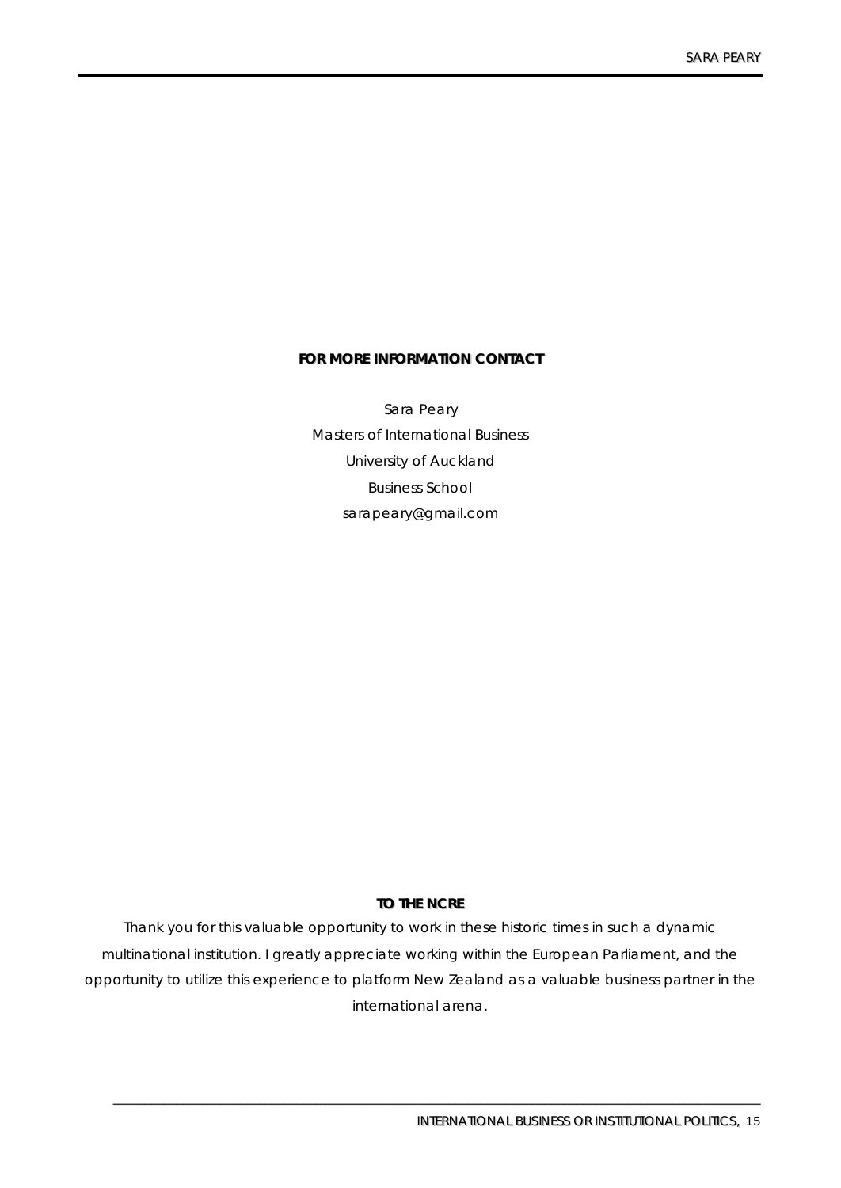**FOR MORE INFORMATION CONTACT**

Sara Peary

Masters of International Business

University of Auckland

Business School

sarapeary@gmail.com

**TO THE NCRE**

Thank you for this valuable opportunity to work in these historic times in such a dynamic multinational institution. I greatly appreciate working within the European Parliament, and the opportunity to utilize this experience to platform New Zealand as a valuable business partner in the international arena.